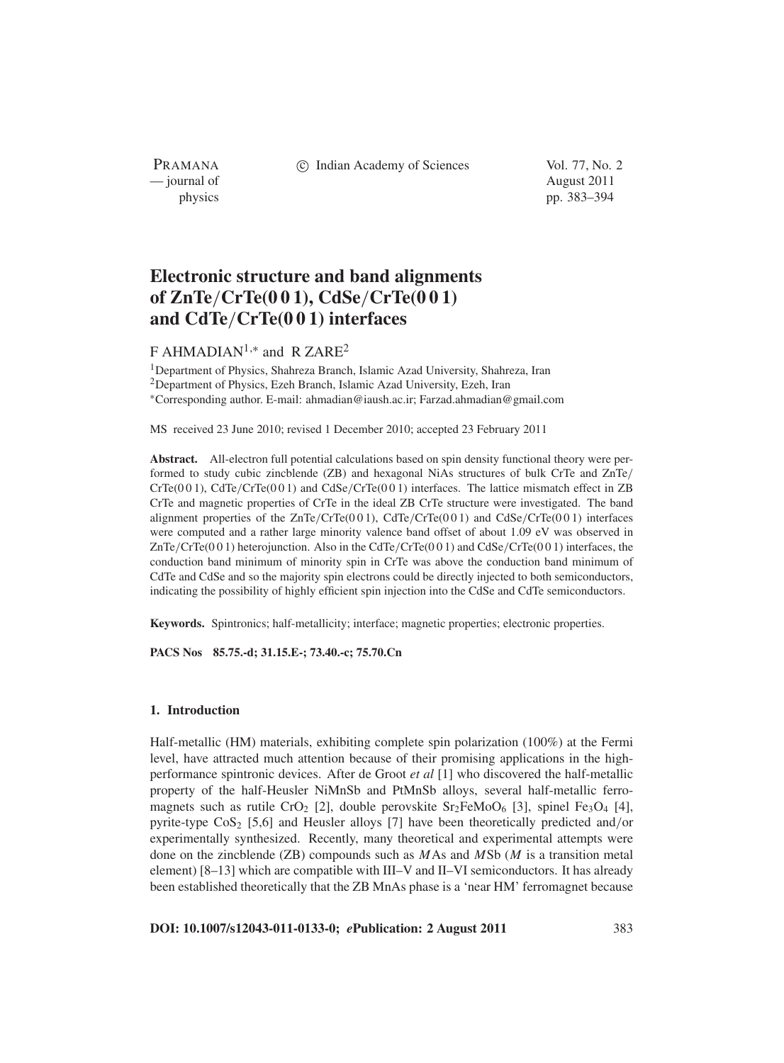# Electronic structure and band alignments of ZnTe/CrTe(0 0 1), CdSe/CrTe(0 0 1) and CdTe/CrTe(0 0 1) interfaces

F AHMADIAN[1,*] and R ZARE[2]

[1]Department of Physics, Shahreza Branch, Islamic Azad University, Shahreza, Iran
[2]Department of Physics, Ezeh Branch, Islamic Azad University, Ezeh, Iran
*Corresponding author. E-mail: ahmadian@iaush.ac.ir; Farzad.ahmadian@gmail.com

MS received 23 June 2010; revised 1 December 2010; accepted 23 February 2011

**Abstract.** All-electron full potential calculations based on spin density functional theory were performed to study cubic zincblende (ZB) and hexagonal NiAs structures of bulk CrTe and ZnTe/CrTe(0 0 1), CdTe/CrTe(0 0 1) and CdSe/CrTe(0 0 1) interfaces. The lattice mismatch effect in ZB CrTe and magnetic properties of CrTe in the ideal ZB CrTe structure were investigated. The band alignment properties of the ZnTe/CrTe(0 0 1), CdTe/CrTe(0 0 1) and CdSe/CrTe(0 0 1) interfaces were computed and a rather large minority valence band offset of about 1.09 eV was observed in ZnTe/CrTe(0 0 1) heterojunction. Also in the CdTe/CrTe(0 0 1) and CdSe/CrTe(0 0 1) interfaces, the conduction band minimum of minority spin in CrTe was above the conduction band minimum of CdTe and CdSe and so the majority spin electrons could be directly injected to both semiconductors, indicating the possibility of highly efficient spin injection into the CdSe and CdTe semiconductors.

**Keywords.** Spintronics; half-metallicity; interface; magnetic properties; electronic properties.

**PACS Nos** 85.75.-d; 31.15.E-; 73.40.-c; 75.70.Cn

## 1. Introduction

Half-metallic (HM) materials, exhibiting complete spin polarization (100%) at the Fermi level, have attracted much attention because of their promising applications in the high-performance spintronic devices. After de Groot *et al* [1] who discovered the half-metallic property of the half-Heusler NiMnSb and PtMnSb alloys, several half-metallic ferromagnets such as rutile $CrO_2$ [2], double perovskite $Sr_2FeMoO_6$ [3], spinel $Fe_3O_4$ [4], pyrite-type $CoS_2$ [5,6] and Heusler alloys [7] have been theoretically predicted and/or experimentally synthesized. Recently, many theoretical and experimental attempts were done on the zincblende (ZB) compounds such as *M*As and *M*Sb (*M* is a transition metal element) [8–13] which are compatible with III–V and II–VI semiconductors. It has already been established theoretically that the ZB MnAs phase is a 'near HM' ferromagnet because

**DOI: 10.1007/s12043-011-0133-0; *e*Publication: 2 August 2011**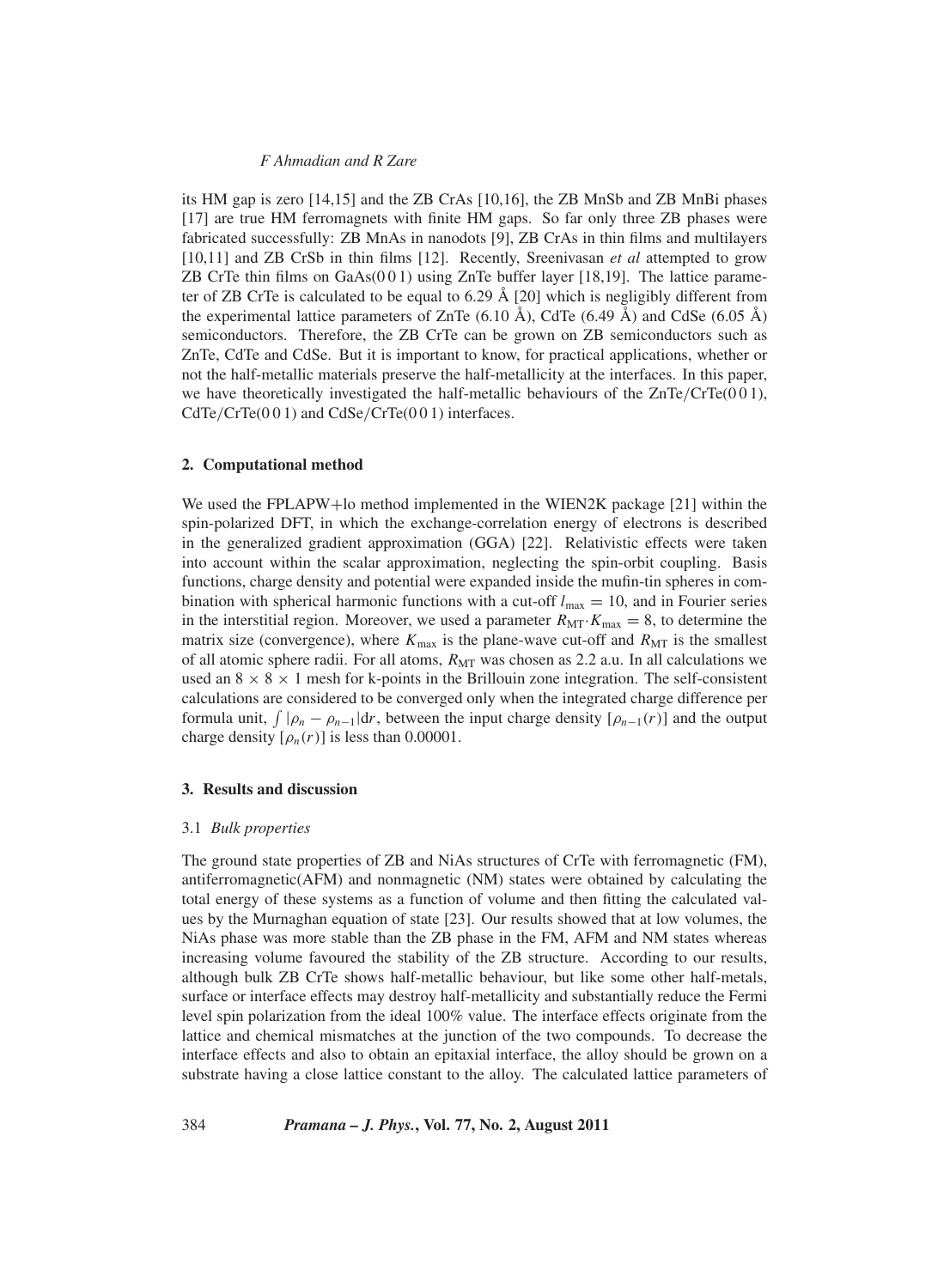its HM gap is zero [14,15] and the ZB CrAs [10,16], the ZB MnSb and ZB MnBi phases [17] are true HM ferromagnets with finite HM gaps. So far only three ZB phases were fabricated successfully: ZB MnAs in nanodots [9], ZB CrAs in thin films and multilayers [10,11] and ZB CrSb in thin films [12]. Recently, Sreenivasan *et al* attempted to grow ZB CrTe thin films on GaAs(0 0 1) using ZnTe buffer layer [18,19]. The lattice parameter of ZB CrTe is calculated to be equal to 6.29 Å [20] which is negligibly different from the experimental lattice parameters of ZnTe (6.10 Å), CdTe (6.49 Å) and CdSe (6.05 Å) semiconductors. Therefore, the ZB CrTe can be grown on ZB semiconductors such as ZnTe, CdTe and CdSe. But it is important to know, for practical applications, whether or not the half-metallic materials preserve the half-metallicity at the interfaces. In this paper, we have theoretically investigated the half-metallic behaviours of the ZnTe/CrTe(0 0 1), CdTe/CrTe(0 0 1) and CdSe/CrTe(0 0 1) interfaces.

## 2. Computational method

We used the FPLAPW+lo method implemented in the WIEN2K package [21] within the spin-polarized DFT, in which the exchange-correlation energy of electrons is described in the generalized gradient approximation (GGA) [22]. Relativistic effects were taken into account within the scalar approximation, neglecting the spin-orbit coupling. Basis functions, charge density and potential were expanded inside the mufin-tin spheres in combination with spherical harmonic functions with a cut-off $l_{\max} = 10$, and in Fourier series in the interstitial region. Moreover, we used a parameter $R_{\mathrm{MT}} \cdot K_{\max} = 8$, to determine the matrix size (convergence), where $K_{\max}$ is the plane-wave cut-off and $R_{\mathrm{MT}}$ is the smallest of all atomic sphere radii. For all atoms, $R_{\mathrm{MT}}$ was chosen as 2.2 a.u. In all calculations we used an $8 \times 8 \times 1$ mesh for k-points in the Brillouin zone integration. The self-consistent calculations are considered to be converged only when the integrated charge difference per formula unit, $\int |\rho_n - \rho_{n-1}| \mathrm{d}r$, between the input charge density $[\rho_{n-1}(r)]$ and the output charge density $[\rho_n(r)]$ is less than 0.00001.

## 3. Results and discussion

### 3.1 *Bulk properties*

The ground state properties of ZB and NiAs structures of CrTe with ferromagnetic (FM), antiferromagnetic(AFM) and nonmagnetic (NM) states were obtained by calculating the total energy of these systems as a function of volume and then fitting the calculated values by the Murnaghan equation of state [23]. Our results showed that at low volumes, the NiAs phase was more stable than the ZB phase in the FM, AFM and NM states whereas increasing volume favoured the stability of the ZB structure. According to our results, although bulk ZB CrTe shows half-metallic behaviour, but like some other half-metals, surface or interface effects may destroy half-metallicity and substantially reduce the Fermi level spin polarization from the ideal 100% value. The interface effects originate from the lattice and chemical mismatches at the junction of the two compounds. To decrease the interface effects and also to obtain an epitaxial interface, the alloy should be grown on a substrate having a close lattice constant to the alloy. The calculated lattice parameters of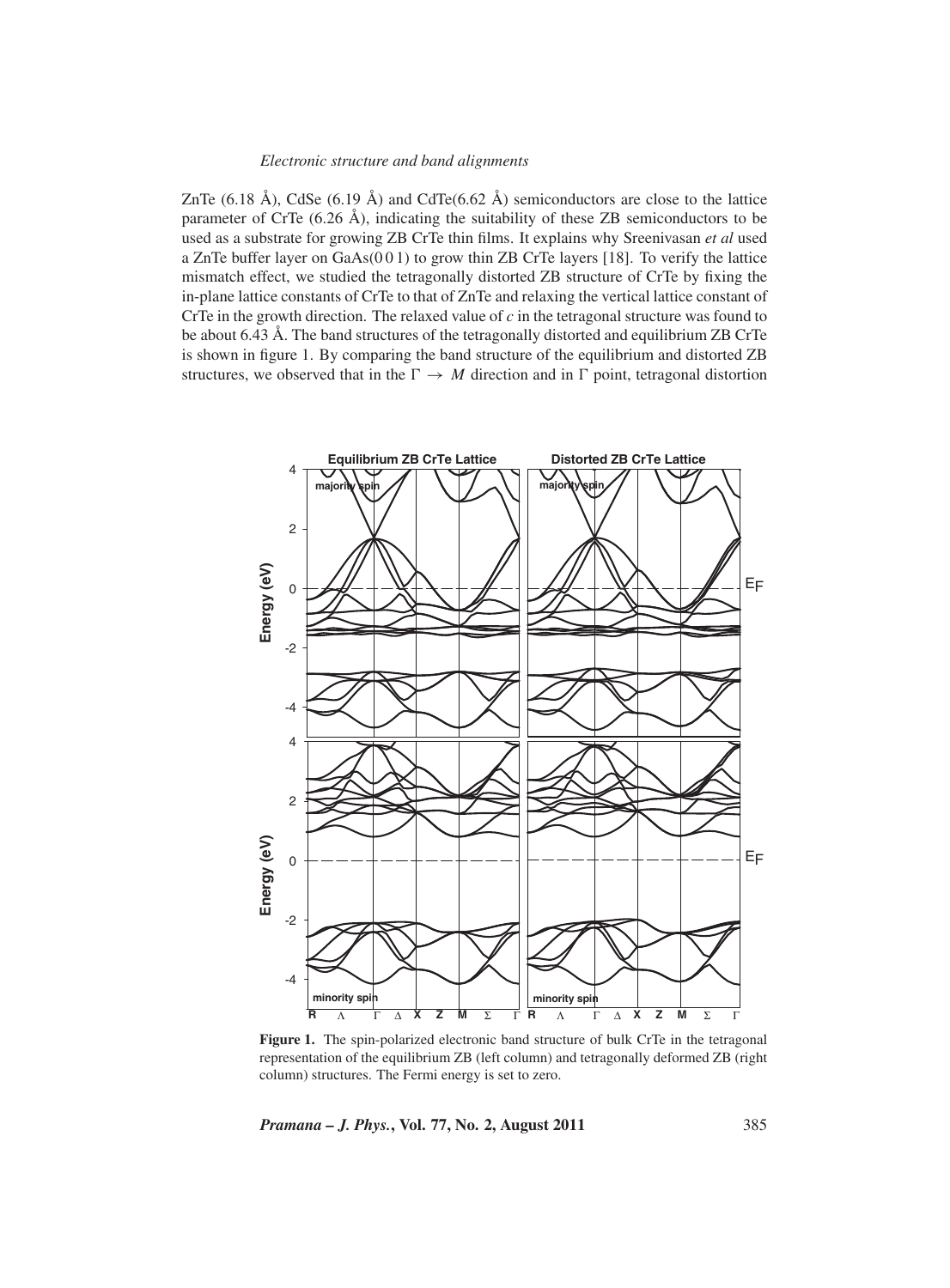ZnTe (6.18 Å), CdSe (6.19 Å) and CdTe(6.62 Å) semiconductors are close to the lattice parameter of CrTe (6.26 Å), indicating the suitability of these ZB semiconductors to be used as a substrate for growing ZB CrTe thin films. It explains why Sreenivasan *et al* used a ZnTe buffer layer on GaAs(0 0 1) to grow thin ZB CrTe layers [18]. To verify the lattice mismatch effect, we studied the tetragonally distorted ZB structure of CrTe by fixing the in-plane lattice constants of CrTe to that of ZnTe and relaxing the vertical lattice constant of CrTe in the growth direction. The relaxed value of $c$ in the tetragonal structure was found to be about 6.43 Å. The band structures of the tetragonally distorted and equilibrium ZB CrTe is shown in figure 1. By comparing the band structure of the equilibrium and distorted ZB structures, we observed that in the $\Gamma \rightarrow M$ direction and in $\Gamma$ point, tetragonal distortion

**Figure 1.** The spin-polarized electronic band structure of bulk CrTe in the tetragonal representation of the equilibrium ZB (left column) and tetragonally deformed ZB (right column) structures. The Fermi energy is set to zero.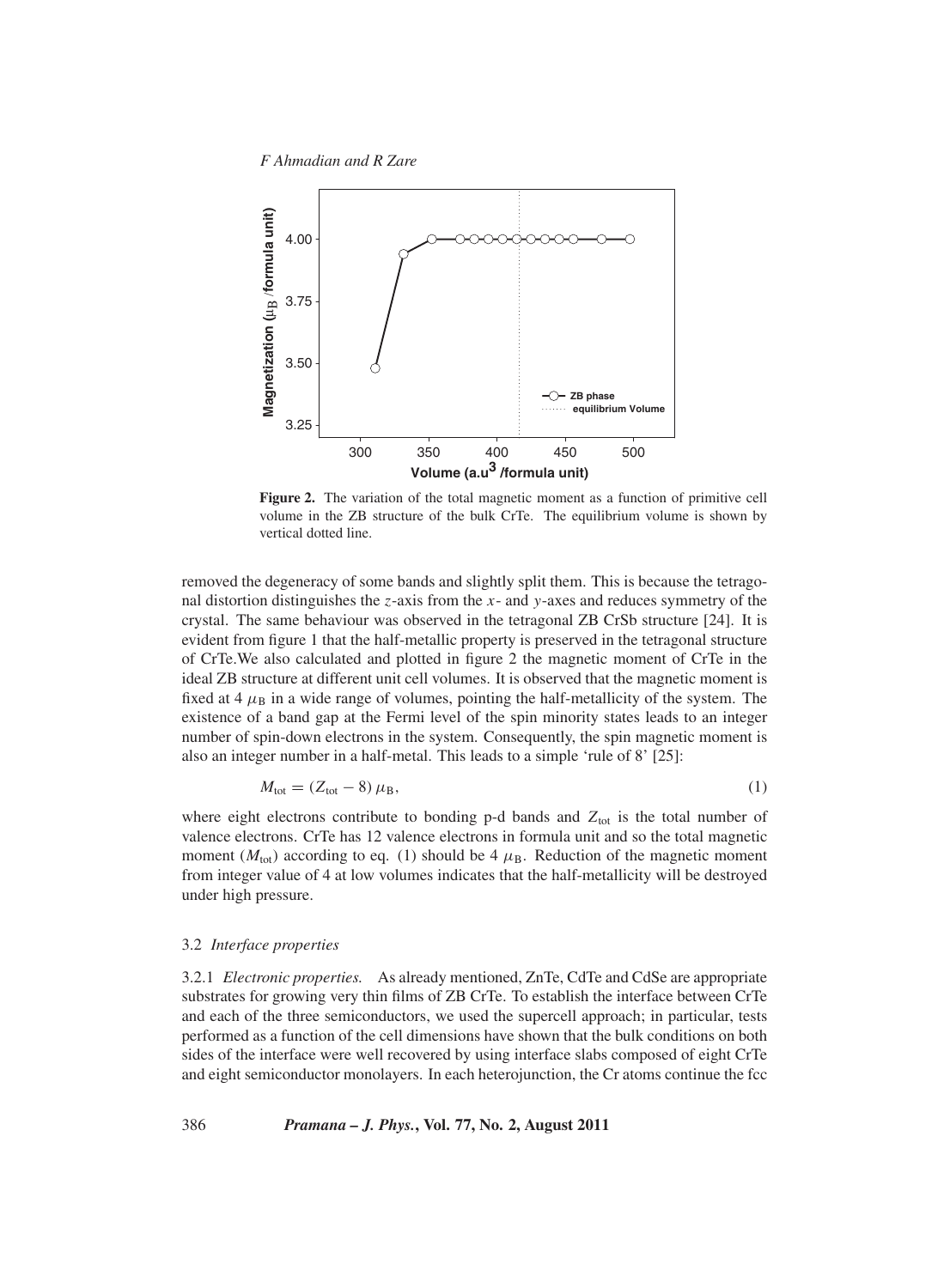**Figure 2.** The variation of the total magnetic moment as a function of primitive cell volume in the ZB structure of the bulk CrTe. The equilibrium volume is shown by vertical dotted line.

removed the degeneracy of some bands and slightly split them. This is because the tetragonal distortion distinguishes the $z$-axis from the $x$- and $y$-axes and reduces symmetry of the crystal. The same behaviour was observed in the tetragonal ZB CrSb structure [24]. It is evident from figure 1 that the half-metallic property is preserved in the tetragonal structure of CrTe.We also calculated and plotted in figure 2 the magnetic moment of CrTe in the ideal ZB structure at different unit cell volumes. It is observed that the magnetic moment is fixed at 4 $\mu_B$ in a wide range of volumes, pointing the half-metallicity of the system. The existence of a band gap at the Fermi level of the spin minority states leads to an integer number of spin-down electrons in the system. Consequently, the spin magnetic moment is also an integer number in a half-metal. This leads to a simple 'rule of 8' [25]:

$$M_{\text{tot}} = (Z_{\text{tot}} - 8)\,\mu_B, \tag{1}$$

where eight electrons contribute to bonding p-d bands and $Z_{\text{tot}}$ is the total number of valence electrons. CrTe has 12 valence electrons in formula unit and so the total magnetic moment ($M_{\text{tot}}$) according to eq. (1) should be 4 $\mu_B$. Reduction of the magnetic moment from integer value of 4 at low volumes indicates that the half-metallicity will be destroyed under high pressure.

### 3.2 *Interface properties*

3.2.1 *Electronic properties.* As already mentioned, ZnTe, CdTe and CdSe are appropriate substrates for growing very thin films of ZB CrTe. To establish the interface between CrTe and each of the three semiconductors, we used the supercell approach; in particular, tests performed as a function of the cell dimensions have shown that the bulk conditions on both sides of the interface were well recovered by using interface slabs composed of eight CrTe and eight semiconductor monolayers. In each heterojunction, the Cr atoms continue the fcc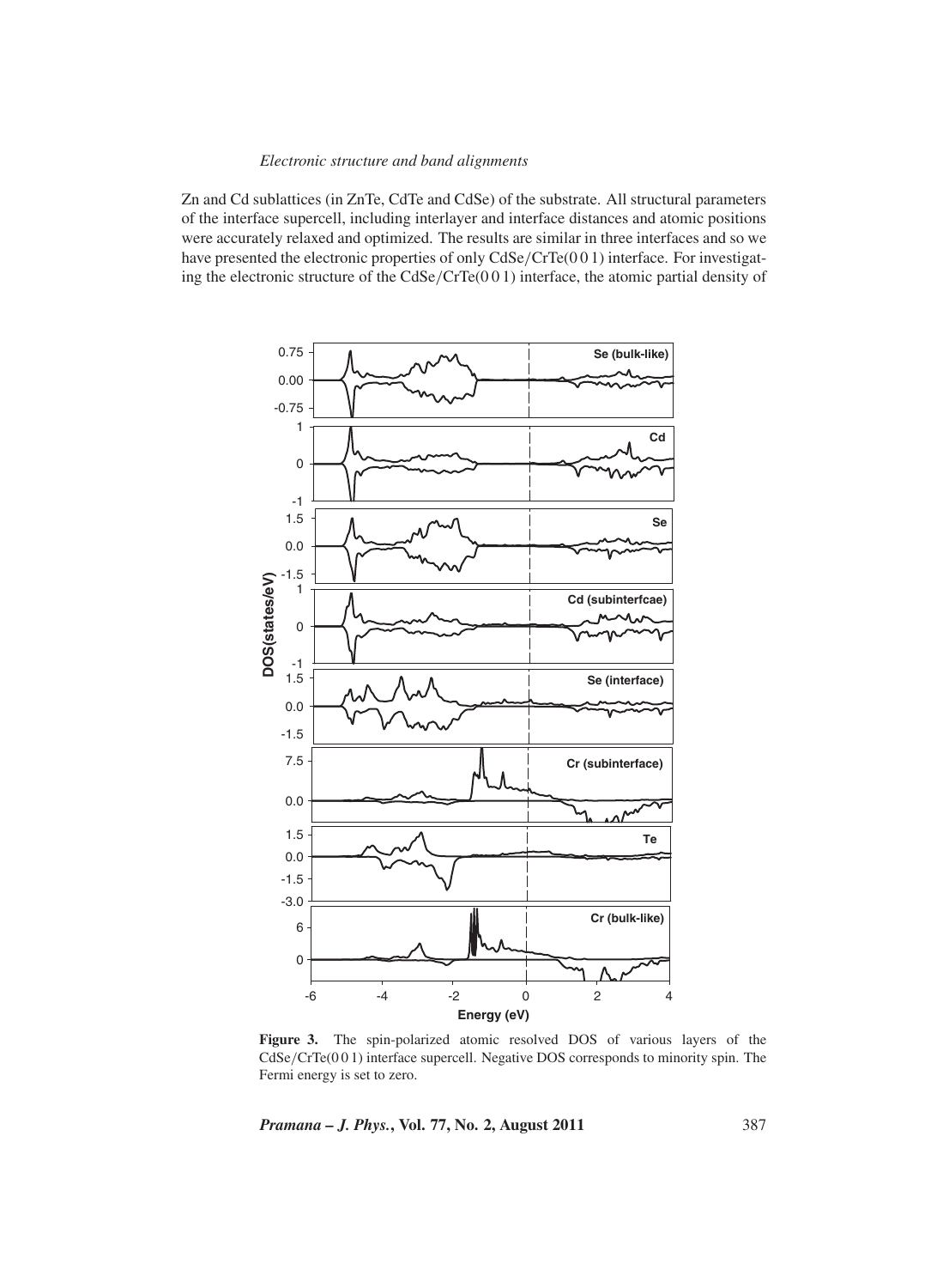Zn and Cd sublattices (in ZnTe, CdTe and CdSe) of the substrate. All structural parameters of the interface supercell, including interlayer and interface distances and atomic positions were accurately relaxed and optimized. The results are similar in three interfaces and so we have presented the electronic properties of only CdSe/CrTe(0 0 1) interface. For investigating the electronic structure of the CdSe/CrTe(0 0 1) interface, the atomic partial density of

**Figure 3.** The spin-polarized atomic resolved DOS of various layers of the CdSe/CrTe(0 0 1) interface supercell. Negative DOS corresponds to minority spin. The Fermi energy is set to zero.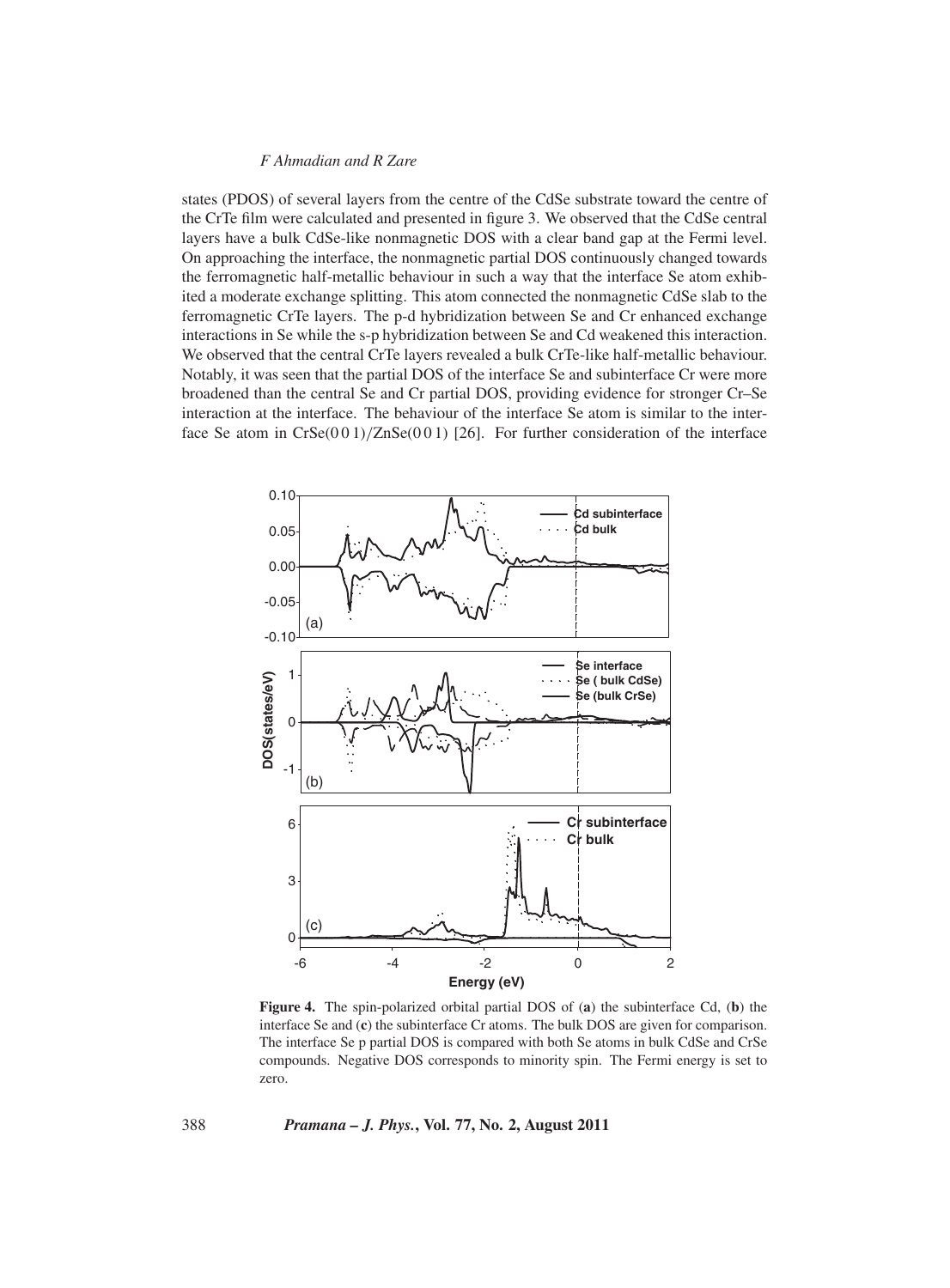states (PDOS) of several layers from the centre of the CdSe substrate toward the centre of the CrTe film were calculated and presented in figure 3. We observed that the CdSe central layers have a bulk CdSe-like nonmagnetic DOS with a clear band gap at the Fermi level. On approaching the interface, the nonmagnetic partial DOS continuously changed towards the ferromagnetic half-metallic behaviour in such a way that the interface Se atom exhibited a moderate exchange splitting. This atom connected the nonmagnetic CdSe slab to the ferromagnetic CrTe layers. The p-d hybridization between Se and Cr enhanced exchange interactions in Se while the s-p hybridization between Se and Cd weakened this interaction. We observed that the central CrTe layers revealed a bulk CrTe-like half-metallic behaviour. Notably, it was seen that the partial DOS of the interface Se and subinterface Cr were more broadened than the central Se and Cr partial DOS, providing evidence for stronger Cr–Se interaction at the interface. The behaviour of the interface Se atom is similar to the interface Se atom in CrSe(0 0 1)/ZnSe(0 0 1) [26]. For further consideration of the interface

**Figure 4.** The spin-polarized orbital partial DOS of (**a**) the subinterface Cd, (**b**) the interface Se and (**c**) the subinterface Cr atoms. The bulk DOS are given for comparison. The interface Se p partial DOS is compared with both Se atoms in bulk CdSe and CrSe compounds. Negative DOS corresponds to minority spin. The Fermi energy is set to zero.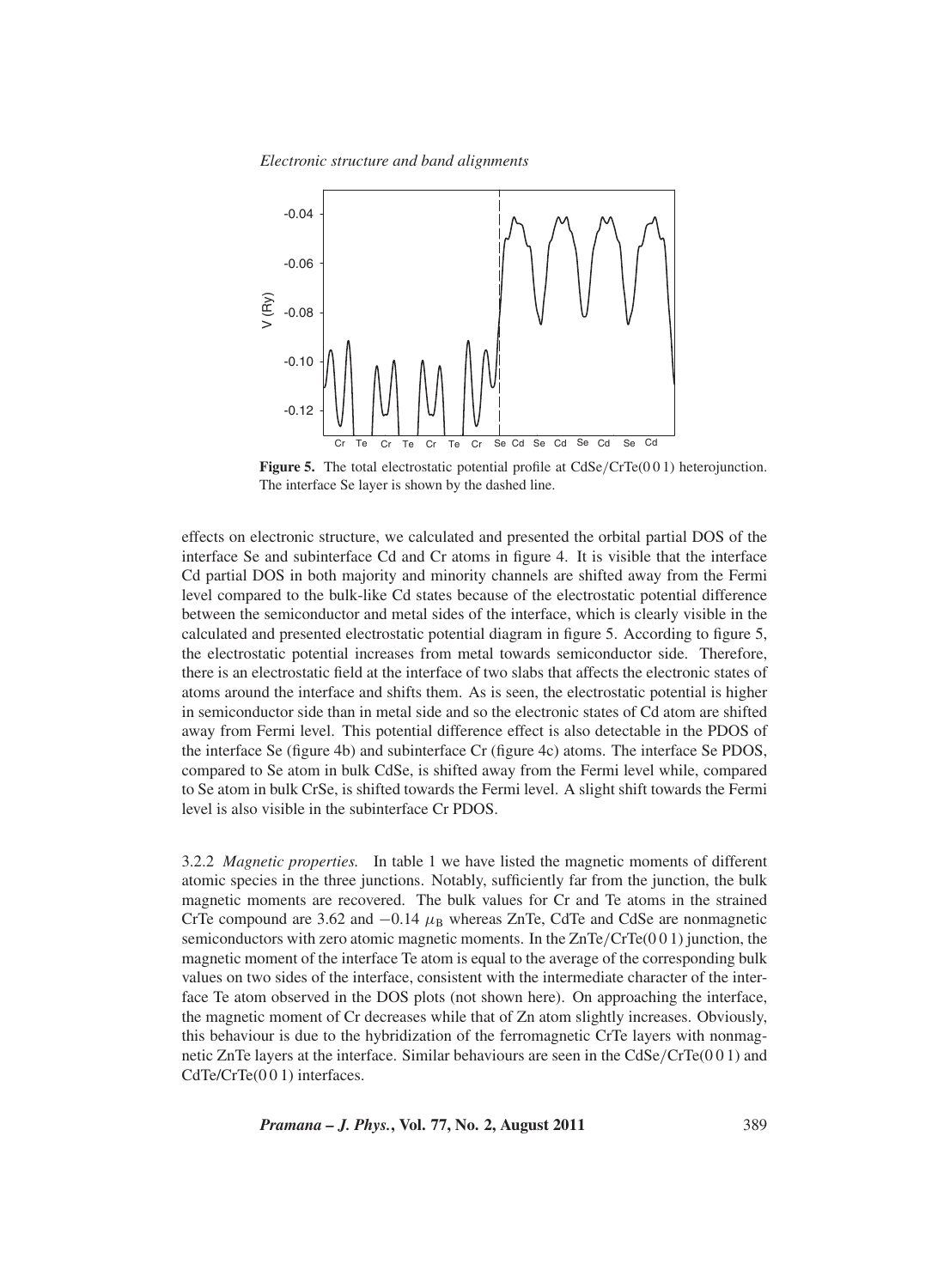**Figure 5.** The total electrostatic potential profile at CdSe/CrTe(0 0 1) heterojunction. The interface Se layer is shown by the dashed line.

effects on electronic structure, we calculated and presented the orbital partial DOS of the interface Se and subinterface Cd and Cr atoms in figure 4. It is visible that the interface Cd partial DOS in both majority and minority channels are shifted away from the Fermi level compared to the bulk-like Cd states because of the electrostatic potential difference between the semiconductor and metal sides of the interface, which is clearly visible in the calculated and presented electrostatic potential diagram in figure 5. According to figure 5, the electrostatic potential increases from metal towards semiconductor side. Therefore, there is an electrostatic field at the interface of two slabs that affects the electronic states of atoms around the interface and shifts them. As is seen, the electrostatic potential is higher in semiconductor side than in metal side and so the electronic states of Cd atom are shifted away from Fermi level. This potential difference effect is also detectable in the PDOS of the interface Se (figure 4b) and subinterface Cr (figure 4c) atoms. The interface Se PDOS, compared to Se atom in bulk CdSe, is shifted away from the Fermi level while, compared to Se atom in bulk CrSe, is shifted towards the Fermi level. A slight shift towards the Fermi level is also visible in the subinterface Cr PDOS.

3.2.2 *Magnetic properties.* In table 1 we have listed the magnetic moments of different atomic species in the three junctions. Notably, sufficiently far from the junction, the bulk magnetic moments are recovered. The bulk values for Cr and Te atoms in the strained CrTe compound are 3.62 and $-0.14$ $\mu_B$ whereas ZnTe, CdTe and CdSe are nonmagnetic semiconductors with zero atomic magnetic moments. In the ZnTe/CrTe(0 0 1) junction, the magnetic moment of the interface Te atom is equal to the average of the corresponding bulk values on two sides of the interface, consistent with the intermediate character of the interface Te atom observed in the DOS plots (not shown here). On approaching the interface, the magnetic moment of Cr decreases while that of Zn atom slightly increases. Obviously, this behaviour is due to the hybridization of the ferromagnetic CrTe layers with nonmagnetic ZnTe layers at the interface. Similar behaviours are seen in the CdSe/CrTe(0 0 1) and CdTe/CrTe(0 0 1) interfaces.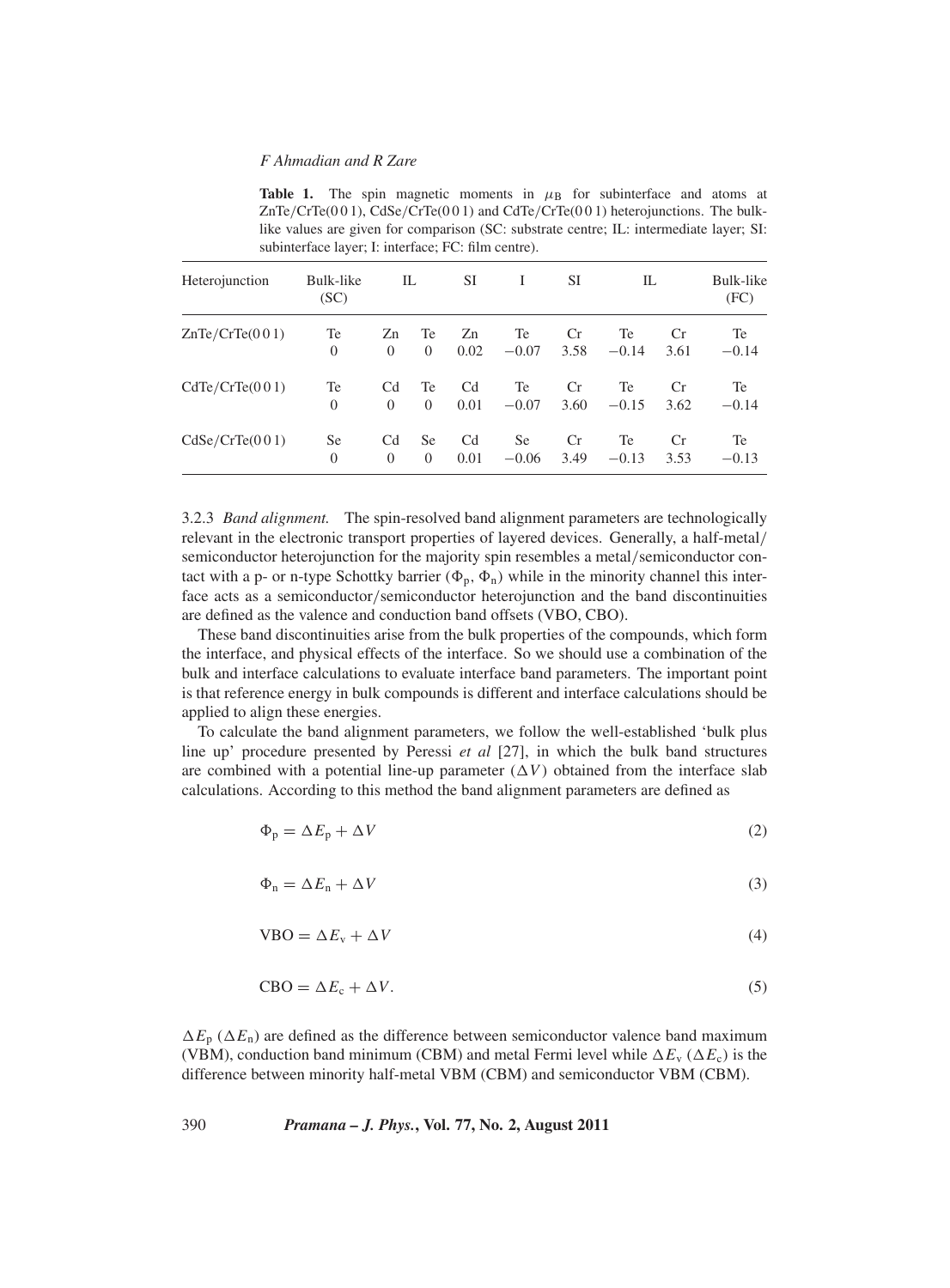**Table 1.** The spin magnetic moments in $\mu_B$ for subinterface and atoms at ZnTe/CrTe(0 0 1), CdSe/CrTe(0 0 1) and CdTe/CrTe(0 0 1) heterojunctions. The bulk-like values are given for comparison (SC: substrate centre; IL: intermediate layer; SI: subinterface layer; I: interface; FC: film centre).

| Heterojunction | Bulk-like (SC) | IL | | SI | I | SI | IL | | Bulk-like (FC) |
|---|---|---|---|---|---|---|---|---|---|
| ZnTe/CrTe(0 0 1) | Te | Zn | Te | Zn | Te | Cr | Te | Cr | Te |
| | 0 | 0 | 0 | 0.02 | −0.07 | 3.58 | −0.14 | 3.61 | −0.14 |
| CdTe/CrTe(0 0 1) | Te | Cd | Te | Cd | Te | Cr | Te | Cr | Te |
| | 0 | 0 | 0 | 0.01 | −0.07 | 3.60 | −0.15 | 3.62 | −0.14 |
| CdSe/CrTe(0 0 1) | Se | Cd | Se | Cd | Se | Cr | Te | Cr | Te |
| | 0 | 0 | 0 | 0.01 | −0.06 | 3.49 | −0.13 | 3.53 | −0.13 |

3.2.3 *Band alignment.* The spin-resolved band alignment parameters are technologically relevant in the electronic transport properties of layered devices. Generally, a half-metal/semiconductor heterojunction for the majority spin resembles a metal/semiconductor contact with a p- or n-type Schottky barrier ($\Phi_p$, $\Phi_n$) while in the minority channel this interface acts as a semiconductor/semiconductor heterojunction and the band discontinuities are defined as the valence and conduction band offsets (VBO, CBO).

These band discontinuities arise from the bulk properties of the compounds, which form the interface, and physical effects of the interface. So we should use a combination of the bulk and interface calculations to evaluate interface band parameters. The important point is that reference energy in bulk compounds is different and interface calculations should be applied to align these energies.

To calculate the band alignment parameters, we follow the well-established 'bulk plus line up' procedure presented by Peressi *et al* [27], in which the bulk band structures are combined with a potential line-up parameter ($\Delta V$) obtained from the interface slab calculations. According to this method the band alignment parameters are defined as

$$\Phi_p = \Delta E_p + \Delta V \tag{2}$$

$$\Phi_n = \Delta E_n + \Delta V \tag{3}$$

$$\mathrm{VBO} = \Delta E_v + \Delta V \tag{4}$$

$$\mathrm{CBO} = \Delta E_c + \Delta V. \tag{5}$$

$\Delta E_p$ ($\Delta E_n$) are defined as the difference between semiconductor valence band maximum (VBM), conduction band minimum (CBM) and metal Fermi level while $\Delta E_v$ ($\Delta E_c$) is the difference between minority half-metal VBM (CBM) and semiconductor VBM (CBM).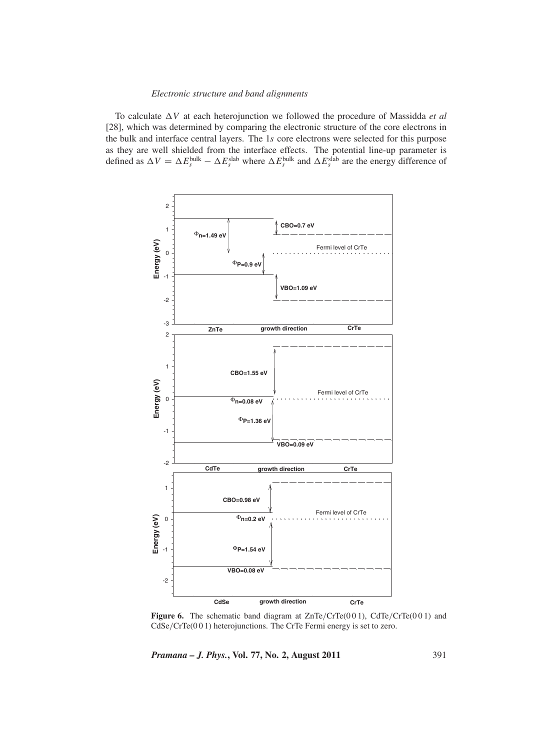To calculate $\Delta V$ at each heterojunction we followed the procedure of Massidda *et al* [28], which was determined by comparing the electronic structure of the core electrons in the bulk and interface central layers. The 1*s* core electrons were selected for this purpose as they are well shielded from the interface effects. The potential line-up parameter is defined as $\Delta V = \Delta E_s^{\text{bulk}} - \Delta E_s^{\text{slab}}$ where $\Delta E_s^{\text{bulk}}$ and $\Delta E_s^{\text{slab}}$ are the energy difference of

**Figure 6.** The schematic band diagram at ZnTe/CrTe(0 0 1), CdTe/CrTe(0 0 1) and CdSe/CrTe(0 0 1) heterojunctions. The CrTe Fermi energy is set to zero.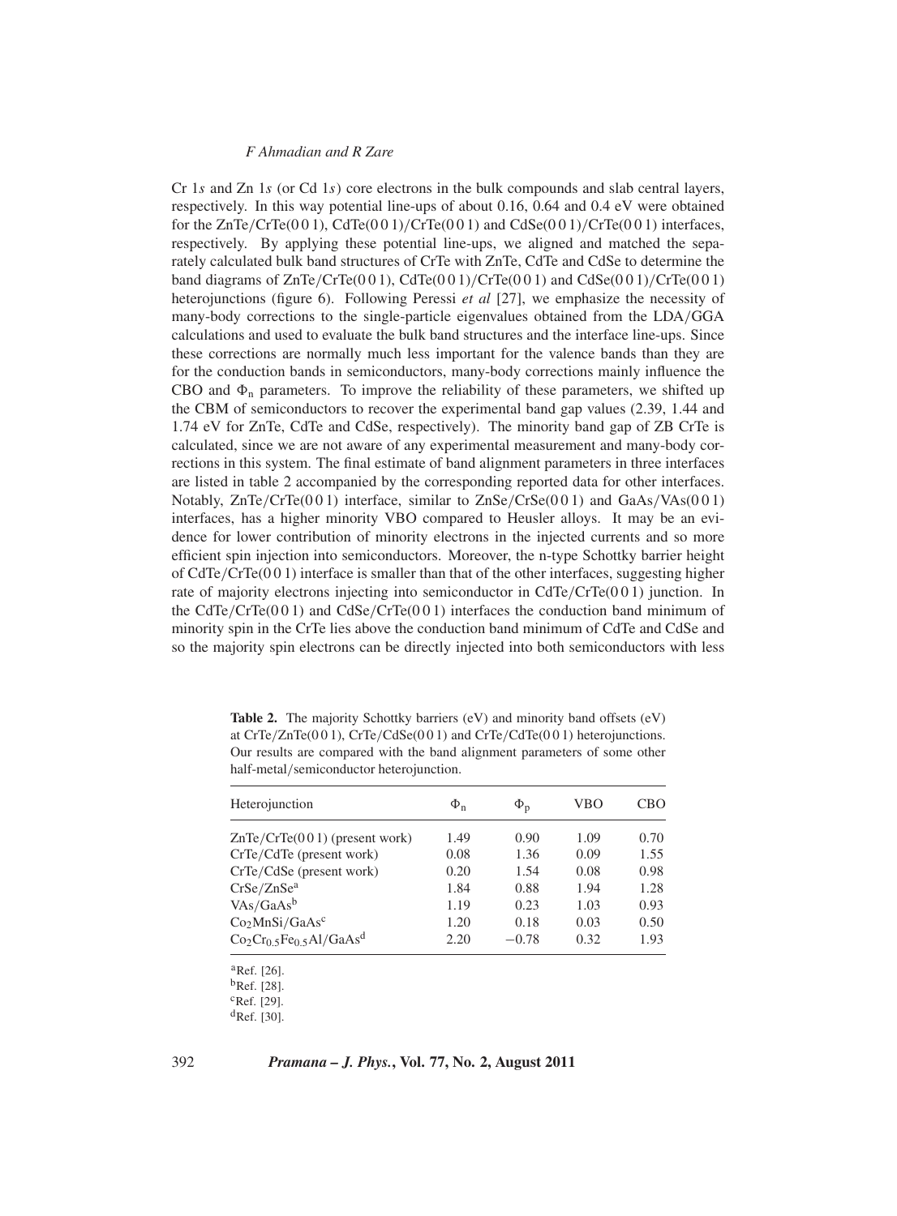Cr 1*s* and Zn 1*s* (or Cd 1*s*) core electrons in the bulk compounds and slab central layers, respectively. In this way potential line-ups of about 0.16, 0.64 and 0.4 eV were obtained for the ZnTe/CrTe(0 0 1), CdTe(0 0 1)/CrTe(0 0 1) and CdSe(0 0 1)/CrTe(0 0 1) interfaces, respectively. By applying these potential line-ups, we aligned and matched the separately calculated bulk band structures of CrTe with ZnTe, CdTe and CdSe to determine the band diagrams of ZnTe/CrTe(0 0 1), CdTe(0 0 1)/CrTe(0 0 1) and CdSe(0 0 1)/CrTe(0 0 1) heterojunctions (figure 6). Following Peressi *et al* [27], we emphasize the necessity of many-body corrections to the single-particle eigenvalues obtained from the LDA/GGA calculations and used to evaluate the bulk band structures and the interface line-ups. Since these corrections are normally much less important for the valence bands than they are for the conduction bands in semiconductors, many-body corrections mainly influence the CBO and $\Phi_n$ parameters. To improve the reliability of these parameters, we shifted up the CBM of semiconductors to recover the experimental band gap values (2.39, 1.44 and 1.74 eV for ZnTe, CdTe and CdSe, respectively). The minority band gap of ZB CrTe is calculated, since we are not aware of any experimental measurement and many-body corrections in this system. The final estimate of band alignment parameters in three interfaces are listed in table 2 accompanied by the corresponding reported data for other interfaces. Notably, ZnTe/CrTe(0 0 1) interface, similar to ZnSe/CrSe(0 0 1) and GaAs/VAs(0 0 1) interfaces, has a higher minority VBO compared to Heusler alloys. It may be an evidence for lower contribution of minority electrons in the injected currents and so more efficient spin injection into semiconductors. Moreover, the n-type Schottky barrier height of CdTe/CrTe(0 0 1) interface is smaller than that of the other interfaces, suggesting higher rate of majority electrons injecting into semiconductor in CdTe/CrTe(0 0 1) junction. In the CdTe/CrTe(0 0 1) and CdSe/CrTe(0 0 1) interfaces the conduction band minimum of minority spin in the CrTe lies above the conduction band minimum of CdTe and CdSe and so the majority spin electrons can be directly injected into both semiconductors with less

**Table 2.** The majority Schottky barriers (eV) and minority band offsets (eV) at CrTe/ZnTe(0 0 1), CrTe/CdSe(0 0 1) and CrTe/CdTe(0 0 1) heterojunctions. Our results are compared with the band alignment parameters of some other half-metal/semiconductor heterojunction.

| Heterojunction | $\Phi_n$ | $\Phi_p$ | VBO | CBO |
|---|---|---|---|---|
| ZnTe/CrTe(0 0 1) (present work) | 1.49 | 0.90 | 1.09 | 0.70 |
| CrTe/CdTe (present work) | 0.08 | 1.36 | 0.09 | 1.55 |
| CrTe/CdSe (present work) | 0.20 | 1.54 | 0.08 | 0.98 |
| CrSe/ZnSe[a] | 1.84 | 0.88 | 1.94 | 1.28 |
| VAs/GaAs[b] | 1.19 | 0.23 | 1.03 | 0.93 |
| $Co_2MnSi$/GaAs[c] | 1.20 | 0.18 | 0.03 | 0.50 |
| $Co_2Cr_{0.5}Fe_{0.5}Al$/GaAs[d] | 2.20 | −0.78 | 0.32 | 1.93 |

[a]Ref. [26].
[b]Ref. [28].
[c]Ref. [29].
[d]Ref. [30].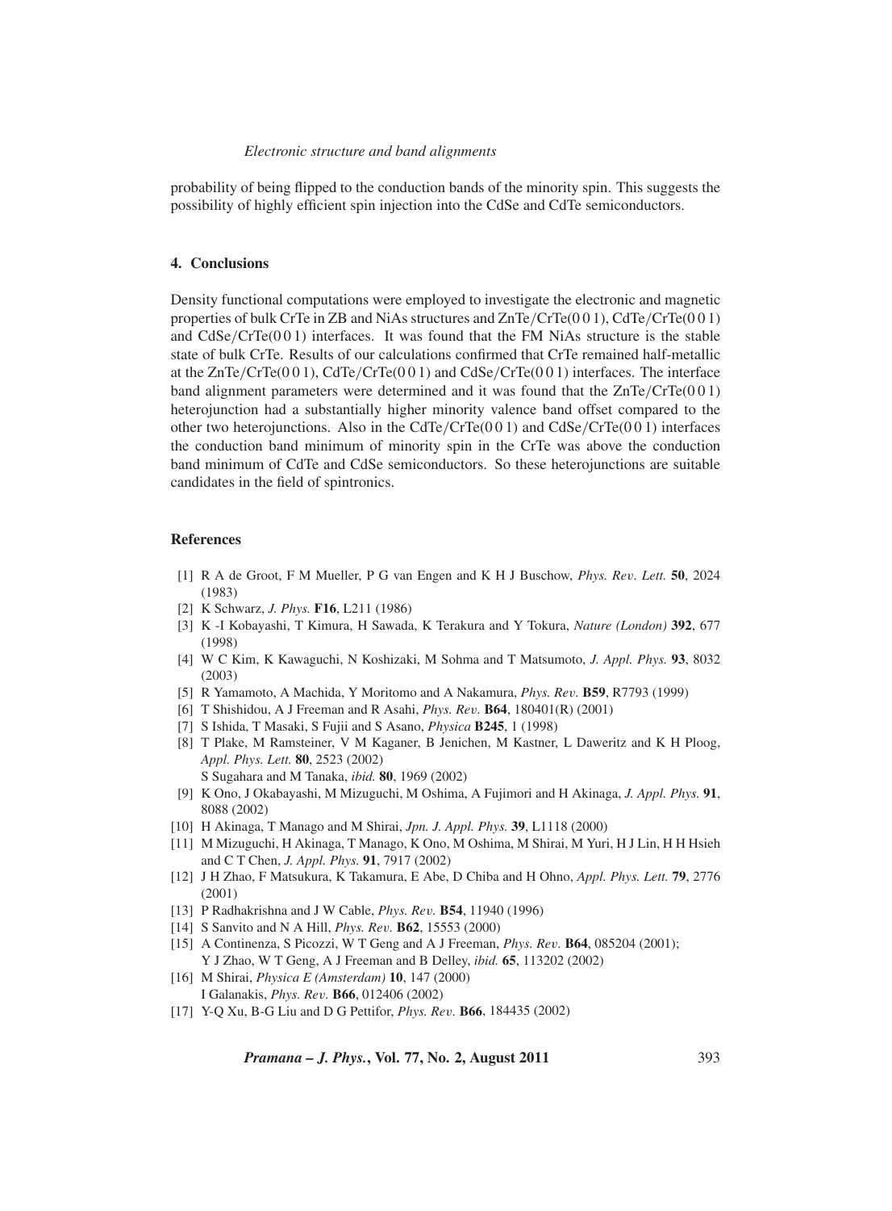probability of being flipped to the conduction bands of the minority spin. This suggests the possibility of highly efficient spin injection into the CdSe and CdTe semiconductors.

## 4. Conclusions

Density functional computations were employed to investigate the electronic and magnetic properties of bulk CrTe in ZB and NiAs structures and ZnTe/CrTe(0 0 1), CdTe/CrTe(0 0 1) and CdSe/CrTe(0 0 1) interfaces. It was found that the FM NiAs structure is the stable state of bulk CrTe. Results of our calculations confirmed that CrTe remained half-metallic at the ZnTe/CrTe(0 0 1), CdTe/CrTe(0 0 1) and CdSe/CrTe(0 0 1) interfaces. The interface band alignment parameters were determined and it was found that the ZnTe/CrTe(0 0 1) heterojunction had a substantially higher minority valence band offset compared to the other two heterojunctions. Also in the CdTe/CrTe(0 0 1) and CdSe/CrTe(0 0 1) interfaces the conduction band minimum of minority spin in the CrTe was above the conduction band minimum of CdTe and CdSe semiconductors. So these heterojunctions are suitable candidates in the field of spintronics.

## References

[1] R A de Groot, F M Mueller, P G van Engen and K H J Buschow, *Phys. Rev. Lett.* **50**, 2024 (1983)

[2] K Schwarz, *J. Phys.* **F16**, L211 (1986)

[3] K -I Kobayashi, T Kimura, H Sawada, K Terakura and Y Tokura, *Nature (London)* **392**, 677 (1998)

[4] W C Kim, K Kawaguchi, N Koshizaki, M Sohma and T Matsumoto, *J. Appl. Phys.* **93**, 8032 (2003)

[5] R Yamamoto, A Machida, Y Moritomo and A Nakamura, *Phys. Rev.* **B59**, R7793 (1999)

[6] T Shishidou, A J Freeman and R Asahi, *Phys. Rev.* **B64**, 180401(R) (2001)

[7] S Ishida, T Masaki, S Fujii and S Asano, *Physica* **B245**, 1 (1998)

[8] T Plake, M Ramsteiner, V M Kaganer, B Jenichen, M Kastner, L Daweritz and K H Ploog, *Appl. Phys. Lett.* **80**, 2523 (2002)
S Sugahara and M Tanaka, *ibid.* **80**, 1969 (2002)

[9] K Ono, J Okabayashi, M Mizuguchi, M Oshima, A Fujimori and H Akinaga, *J. Appl. Phys.* **91**, 8088 (2002)

[10] H Akinaga, T Manago and M Shirai, *Jpn. J. Appl. Phys.* **39**, L1118 (2000)

[11] M Mizuguchi, H Akinaga, T Manago, K Ono, M Oshima, M Shirai, M Yuri, H J Lin, H H Hsieh and C T Chen, *J. Appl. Phys.* **91**, 7917 (2002)

[12] J H Zhao, F Matsukura, K Takamura, E Abe, D Chiba and H Ohno, *Appl. Phys. Lett.* **79**, 2776 (2001)

[13] P Radhakrishna and J W Cable, *Phys. Rev.* **B54**, 11940 (1996)

[14] S Sanvito and N A Hill, *Phys. Rev.* **B62**, 15553 (2000)

[15] A Continenza, S Picozzi, W T Geng and A J Freeman, *Phys. Rev.* **B64**, 085204 (2001);
Y J Zhao, W T Geng, A J Freeman and B Delley, *ibid.* **65**, 113202 (2002)

[16] M Shirai, *Physica E (Amsterdam)* **10**, 147 (2000)
I Galanakis, *Phys. Rev.* **B66**, 012406 (2002)

[17] Y-Q Xu, B-G Liu and D G Pettifor, *Phys. Rev.* **B66**, 184435 (2002)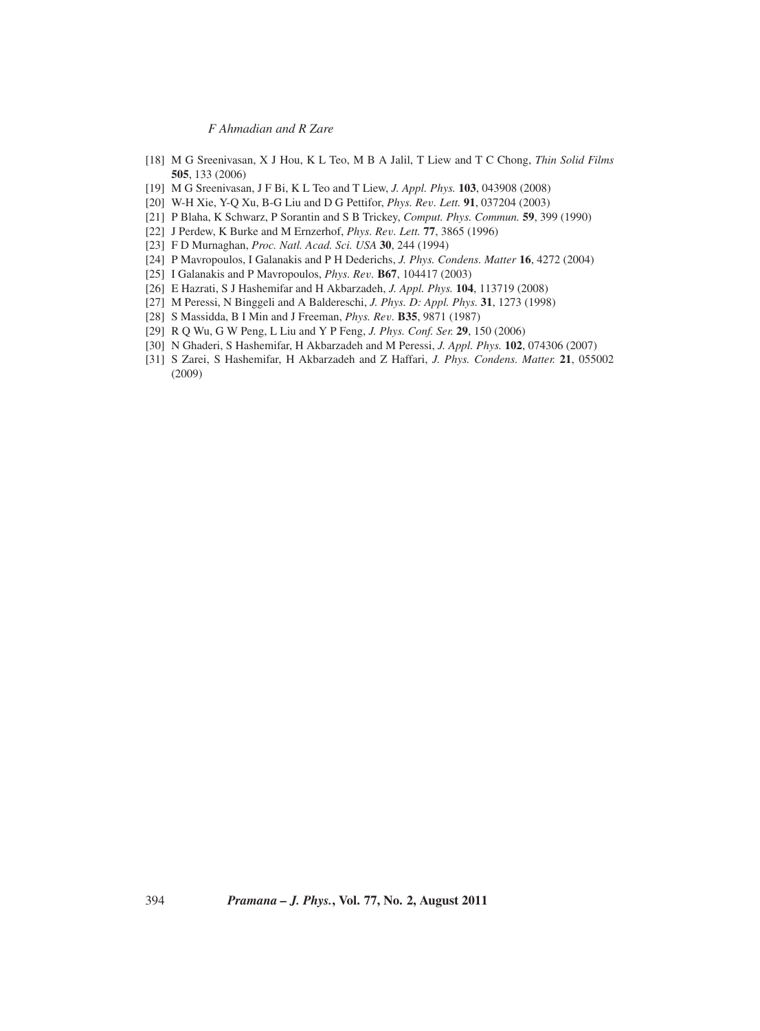[18] M G Sreenivasan, X J Hou, K L Teo, M B A Jalil, T Liew and T C Chong, *Thin Solid Films* **505**, 133 (2006)

[19] M G Sreenivasan, J F Bi, K L Teo and T Liew, *J. Appl. Phys.* **103**, 043908 (2008)

[20] W-H Xie, Y-Q Xu, B-G Liu and D G Pettifor, *Phys. Rev. Lett.* **91**, 037204 (2003)

[21] P Blaha, K Schwarz, P Sorantin and S B Trickey, *Comput. Phys. Commun.* **59**, 399 (1990)

[22] J Perdew, K Burke and M Ernzerhof, *Phys. Rev. Lett.* **77**, 3865 (1996)

[23] F D Murnaghan, *Proc. Natl. Acad. Sci. USA* **30**, 244 (1994)

[24] P Mavropoulos, I Galanakis and P H Dederichs, *J. Phys. Condens. Matter* **16**, 4272 (2004)

[25] I Galanakis and P Mavropoulos, *Phys. Rev.* **B67**, 104417 (2003)

[26] E Hazrati, S J Hashemifar and H Akbarzadeh, *J. Appl. Phys.* **104**, 113719 (2008)

[27] M Peressi, N Binggeli and A Baldereschi, *J. Phys. D: Appl. Phys.* **31**, 1273 (1998)

[28] S Massidda, B I Min and J Freeman, *Phys. Rev.* **B35**, 9871 (1987)

[29] R Q Wu, G W Peng, L Liu and Y P Feng, *J. Phys. Conf. Ser.* **29**, 150 (2006)

[30] N Ghaderi, S Hashemifar, H Akbarzadeh and M Peressi, *J. Appl. Phys.* **102**, 074306 (2007)

[31] S Zarei, S Hashemifar, H Akbarzadeh and Z Haffari, *J. Phys. Condens. Matter.* **21**, 055002 (2009)